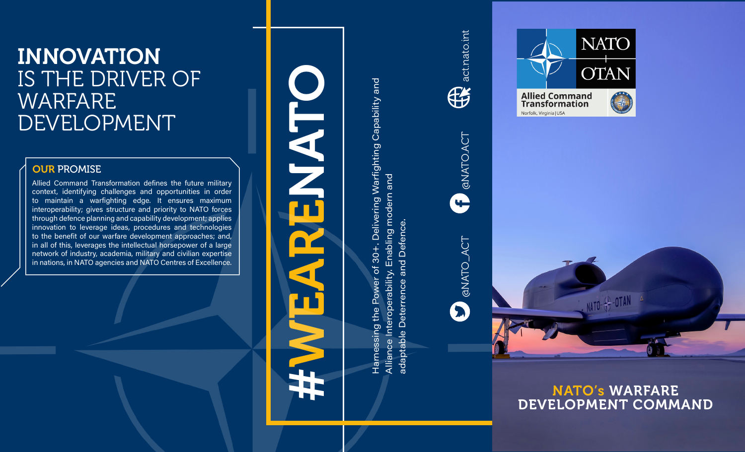# INNOVATION IS THE DRIVER OF WARFARE DEVELOPMENT

## OUR PROMISE

Allied Command Transformation defines the future military context, identifying challenges and opportunities in order to maintain a warfighting edge. It ensures maximum interoperability; gives structure and priority to NATO forces through defence planning and capability development; applies innovation to leverage ideas, procedures and technologies to the benefit of our warfare development approaches; and, in all of this, leverages the intellectual horsepower of a large network of industry, academia, military and civilian expertise in nations, in NATO agencies and NATO Centres of Excellence.

# #WEARENATO

Harnessing the Power of 30+. Delivering Warfighting Capability and Alliance Interoperability. Enabling modern and adaptable Deterrence and Defence.

act.nato.int

@NATO.ACT

@NATO_ACT

NATO OTAN

Allied Command Transformation

Norfolk, Virginia | USA

## NATO's WARFARE DEVELOPMENT COMMAND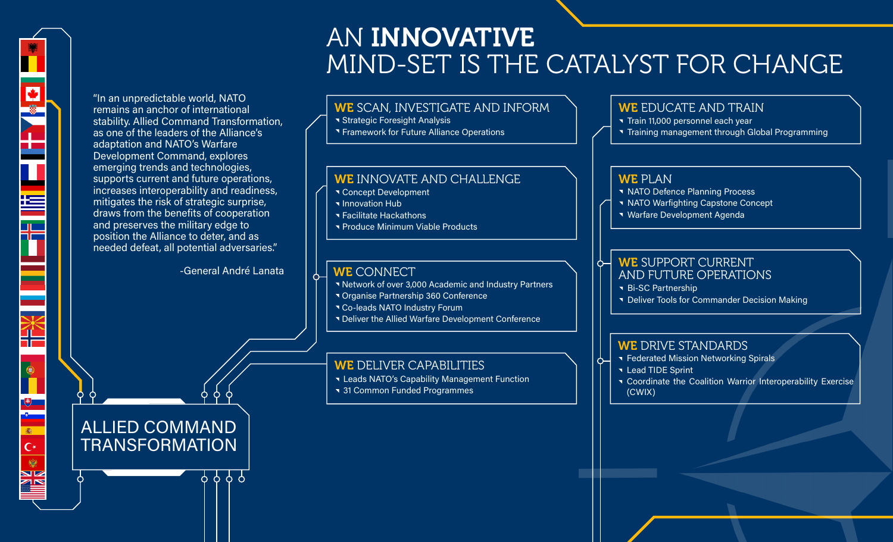# AN **INNOVATIVE** MIND-SET IS THE CATALYST FOR CHANGE

"In an unpredictable world, NATO remains an anchor of international stability. Allied Command Transformation, as one of the leaders of the Alliance's adaptation and NATO's Warfare Development Command, explores emerging trends and technologies, supports current and future operations, increases interoperability and readiness, mitigates the risk of strategic surprise, draws from the benefits of cooperation and preserves the military edge to position the Alliance to deter, and as needed defeat, all potential adversaries."

-General André Lanata

## ALLIED COMMAND TRANSFORMATION

### **WE** SCAN, INVESTIGATE AND INFORM

- Strategic Foresight Analysis
- Framework for Future Alliance Operations

### **WE** INNOVATE AND CHALLENGE

- Concept Development
- Innovation Hub
- Facilitate Hackathons
- Produce Minimum Viable Products

### **WE** CONNECT

- Network of over 3,000 Academic and Industry Partners
- Organise Partnership 360 Conference
- Co-leads NATO Industry Forum
- Deliver the Allied Warfare Development Conference

### **WE** DELIVER CAPABILITIES

- Leads NATO's Capability Management Function
- 31 Common Funded Programmes

### **WE** EDUCATE AND TRAIN

- Train 11,000 personnel each year
- Training management through Global Programming

### **WE** PLAN

- NATO Defence Planning Process
- NATO Warfighting Capstone Concept
- Warfare Development Agenda

### **WE** SUPPORT CURRENT AND FUTURE OPERATIONS

- Bi-SC Partnership
- Deliver Tools for Commander Decision Making

### **WE** DRIVE STANDARDS

- Federated Mission Networking Spirals
- Lead TIDE Sprint
- Coordinate the Coalition Warrior Interoperability Exercise (CWIX)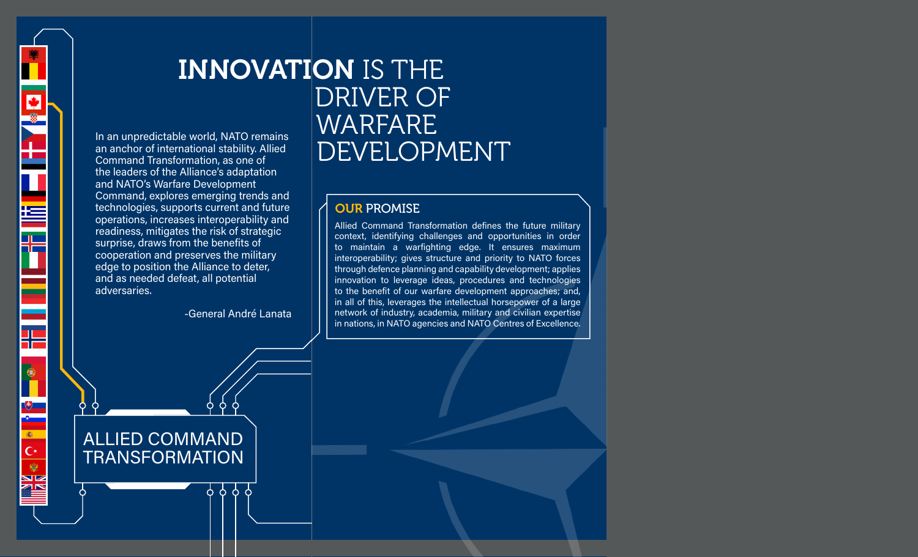# INNOVATION IS THE DRIVER OF WARFARE DEVELOPMENT

In an unpredictable world, NATO remains an anchor of international stability. Allied Command Transformation, as one of the leaders of the Alliance's adaptation and NATO's Warfare Development Command, explores emerging trends and technologies, supports current and future operations, increases interoperability and readiness, mitigates the risk of strategic surprise, draws from the benefits of cooperation and preserves the military edge to position the Alliance to deter, and as needed defeat, all potential adversaries.

-General André Lanata

## OUR PROMISE

Allied Command Transformation defines the future military context, identifying challenges and opportunities in order to maintain a warfighting edge. It ensures maximum interoperability; gives structure and priority to NATO forces through defence planning and capability development; applies innovation to leverage ideas, procedures and technologies to the benefit of our warfare development approaches; and, in all of this, leverages the intellectual horsepower of a large network of industry, academia, military and civilian expertise in nations, in NATO agencies and NATO Centres of Excellence.

ALLIED COMMAND TRANSFORMATION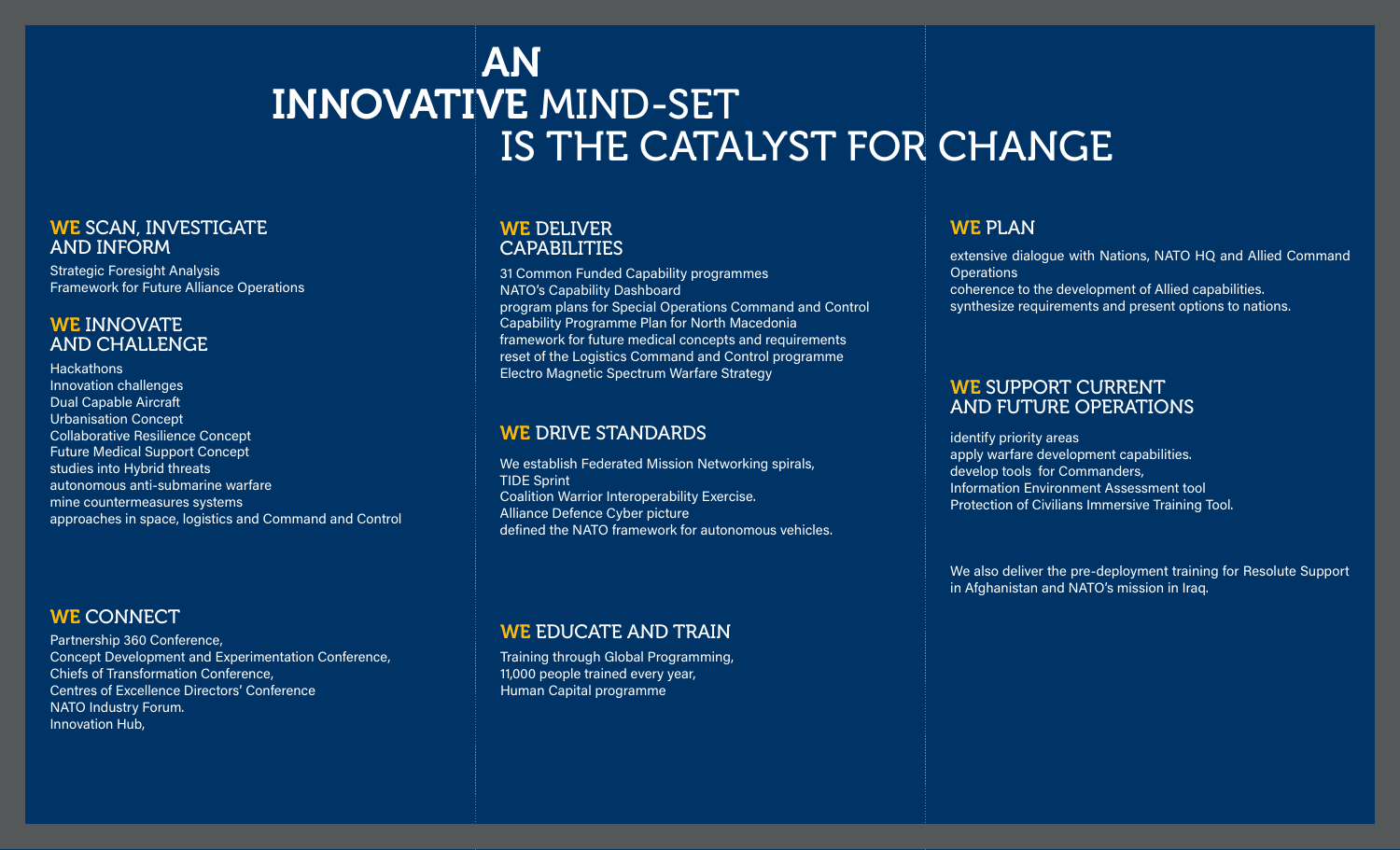# AN INNOVATIVE MIND-SET IS THE CATALYST FOR CHANGE

## WE SCAN, INVESTIGATE AND INFORM

Strategic Foresight Analysis
Framework for Future Alliance Operations

## WE INNOVATE AND CHALLENGE

Hackathons
Innovation challenges
Dual Capable Aircraft
Urbanisation Concept
Collaborative Resilience Concept
Future Medical Support Concept
studies into Hybrid threats
autonomous anti-submarine warfare
mine countermeasures systems
approaches in space, logistics and Command and Control

## WE CONNECT

Partnership 360 Conference,
Concept Development and Experimentation Conference,
Chiefs of Transformation Conference,
Centres of Excellence Directors' Conference
NATO Industry Forum.
Innovation Hub,

## WE DELIVER CAPABILITIES

31 Common Funded Capability programmes
NATO's Capability Dashboard
program plans for Special Operations Command and Control
Capability Programme Plan for North Macedonia
framework for future medical concepts and requirements
reset of the Logistics Command and Control programme
Electro Magnetic Spectrum Warfare Strategy

## WE DRIVE STANDARDS

We establish Federated Mission Networking spirals,
TIDE Sprint
Coalition Warrior Interoperability Exercise.
Alliance Defence Cyber picture
defined the NATO framework for autonomous vehicles.

## WE EDUCATE AND TRAIN

Training through Global Programming,
11,000 people trained every year,
Human Capital programme

## WE PLAN

extensive dialogue with Nations, NATO HQ and Allied Command Operations
coherence to the development of Allied capabilities.
synthesize requirements and present options to nations.

## WE SUPPORT CURRENT AND FUTURE OPERATIONS

identify priority areas
apply warfare development capabilities.
develop tools for Commanders,
Information Environment Assessment tool
Protection of Civilians Immersive Training Tool.

We also deliver the pre-deployment training for Resolute Support in Afghanistan and NATO's mission in Iraq.